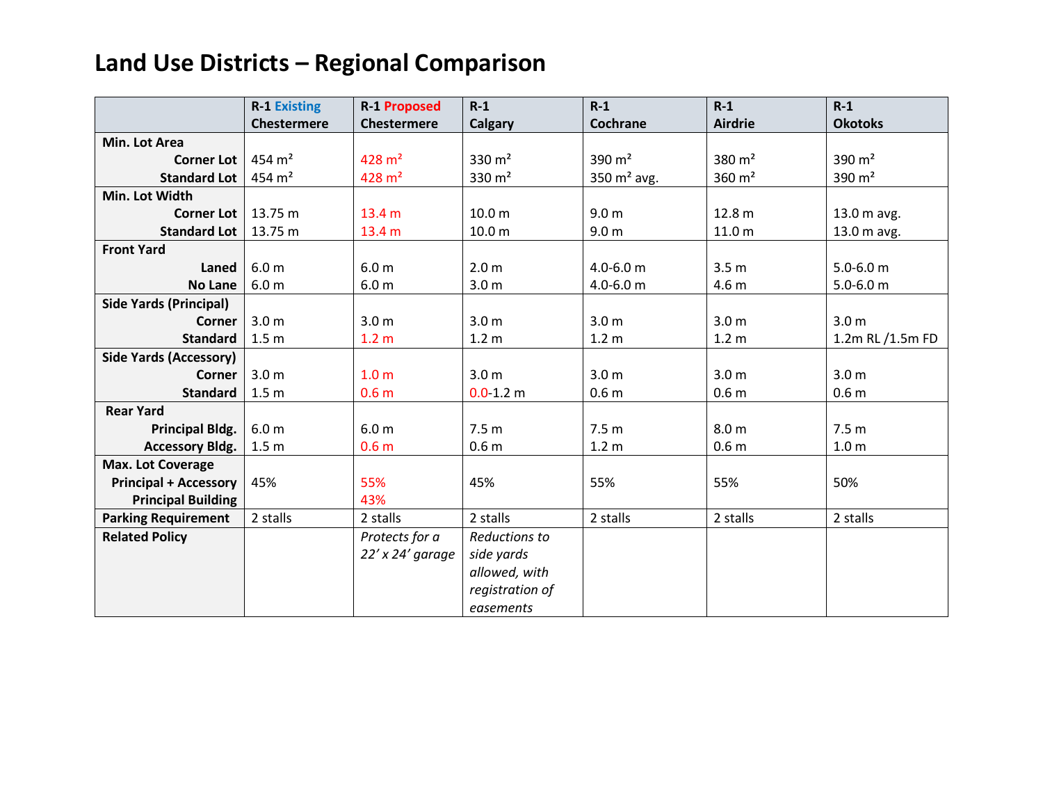# Land Use Districts – Regional Comparison

| | R-1 Existing Chestermere | R-1 Proposed Chestermere | R-1 Calgary | R-1 Cochrane | R-1 Airdrie | R-1 Okotoks |
|---|---|---|---|---|---|---|
| **Min. Lot Area** | | | | | | |
| **Corner Lot** | 454 m² | 428 m² | 330 m² | 390 m² | 380 m² | 390 m² |
| **Standard Lot** | 454 m² | 428 m² | 330 m² | 350 m² avg. | 360 m² | 390 m² |
| **Min. Lot Width** | | | | | | |
| **Corner Lot** | 13.75 m | 13.4 m | 10.0 m | 9.0 m | 12.8 m | 13.0 m avg. |
| **Standard Lot** | 13.75 m | 13.4 m | 10.0 m | 9.0 m | 11.0 m | 13.0 m avg. |
| **Front Yard** | | | | | | |
| **Laned** | 6.0 m | 6.0 m | 2.0 m | 4.0-6.0 m | 3.5 m | 5.0-6.0 m |
| **No Lane** | 6.0 m | 6.0 m | 3.0 m | 4.0-6.0 m | 4.6 m | 5.0-6.0 m |
| **Side Yards (Principal)** | | | | | | |
| **Corner** | 3.0 m | 3.0 m | 3.0 m | 3.0 m | 3.0 m | 3.0 m |
| **Standard** | 1.5 m | 1.2 m | 1.2 m | 1.2 m | 1.2 m | 1.2m RL /1.5m FD |
| **Side Yards (Accessory)** | | | | | | |
| **Corner** | 3.0 m | 1.0 m | 3.0 m | 3.0 m | 3.0 m | 3.0 m |
| **Standard** | 1.5 m | 0.6 m | 0.0-1.2 m | 0.6 m | 0.6 m | 0.6 m |
| **Rear Yard** | | | | | | |
| **Principal Bldg.** | 6.0 m | 6.0 m | 7.5 m | 7.5 m | 8.0 m | 7.5 m |
| **Accessory Bldg.** | 1.5 m | 0.6 m | 0.6 m | 1.2 m | 0.6 m | 1.0 m |
| **Max. Lot Coverage** | | | | | | |
| **Principal + Accessory** | 45% | 55% | 45% | 55% | 55% | 50% |
| **Principal Building** | | 43% | | | | |
| **Parking Requirement** | 2 stalls | 2 stalls | 2 stalls | 2 stalls | 2 stalls | 2 stalls |
| **Related Policy** | | *Protects for a 22' x 24' garage* | *Reductions to side yards allowed, with registration of easements* | | | |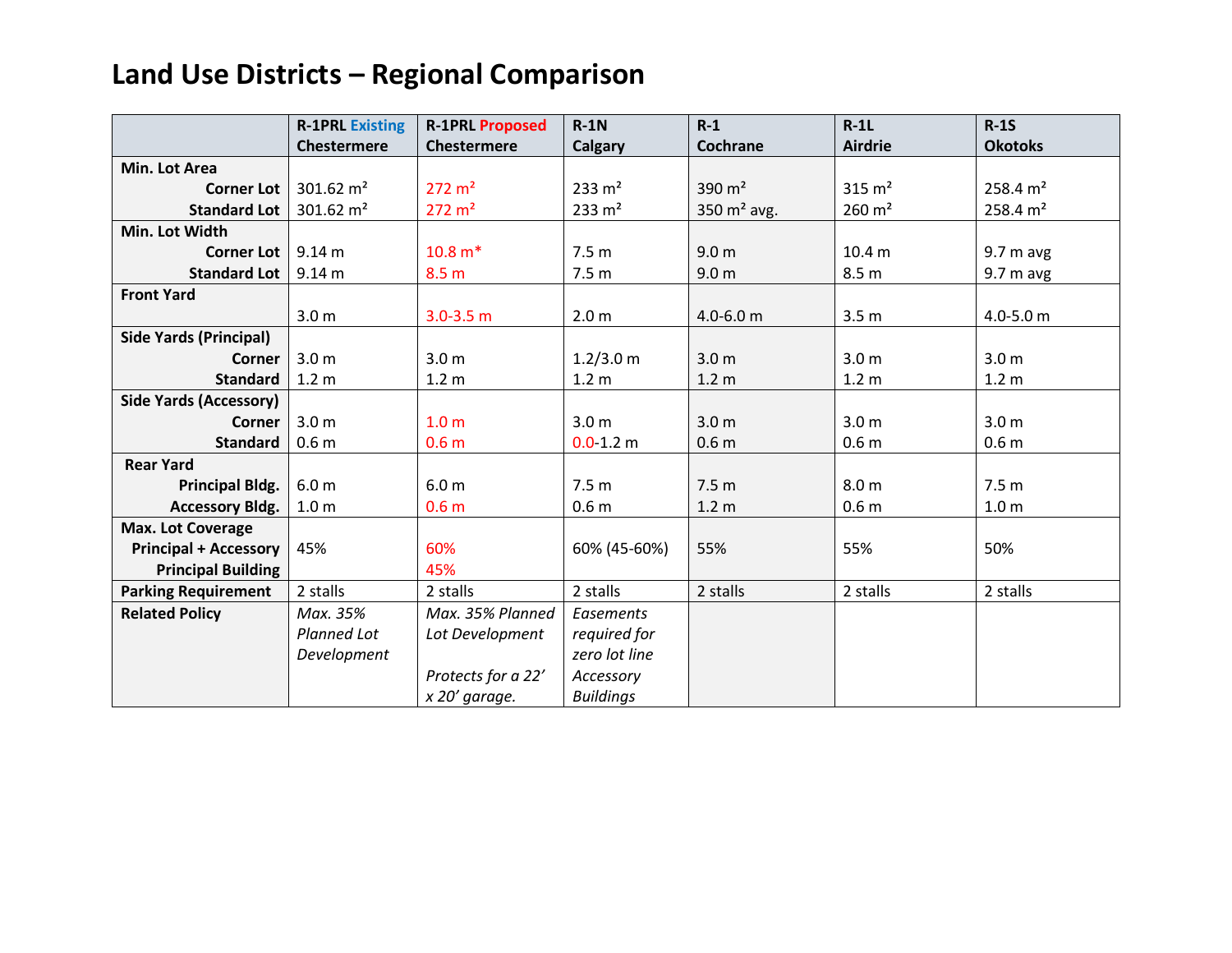# Land Use Districts – Regional Comparison

| | R-1PRL Existing Chestermere | R-1PRL Proposed Chestermere | R-1N Calgary | R-1 Cochrane | R-1L Airdrie | R-1S Okotoks |
|---|---|---|---|---|---|---|
| **Min. Lot Area** | | | | | | |
| **Corner Lot** | 301.62 m² | 272 m² | 233 m² | 390 m² | 315 m² | 258.4 m² |
| **Standard Lot** | 301.62 m² | 272 m² | 233 m² | 350 m² avg. | 260 m² | 258.4 m² |
| **Min. Lot Width** | | | | | | |
| **Corner Lot** | 9.14 m | 10.8 m* | 7.5 m | 9.0 m | 10.4 m | 9.7 m avg |
| **Standard Lot** | 9.14 m | 8.5 m | 7.5 m | 9.0 m | 8.5 m | 9.7 m avg |
| **Front Yard** | 3.0 m | 3.0-3.5 m | 2.0 m | 4.0-6.0 m | 3.5 m | 4.0-5.0 m |
| **Side Yards (Principal)** | | | | | | |
| **Corner** | 3.0 m | 3.0 m | 1.2/3.0 m | 3.0 m | 3.0 m | 3.0 m |
| **Standard** | 1.2 m | 1.2 m | 1.2 m | 1.2 m | 1.2 m | 1.2 m |
| **Side Yards (Accessory)** | | | | | | |
| **Corner** | 3.0 m | 1.0 m | 3.0 m | 3.0 m | 3.0 m | 3.0 m |
| **Standard** | 0.6 m | 0.6 m | 0.0-1.2 m | 0.6 m | 0.6 m | 0.6 m |
| **Rear Yard** | | | | | | |
| **Principal Bldg.** | 6.0 m | 6.0 m | 7.5 m | 7.5 m | 8.0 m | 7.5 m |
| **Accessory Bldg.** | 1.0 m | 0.6 m | 0.6 m | 1.2 m | 0.6 m | 1.0 m |
| **Max. Lot Coverage** | | | | | | |
| **Principal + Accessory** | 45% | 60% | 60% (45-60%) | 55% | 55% | 50% |
| **Principal Building** | | 45% | | | | |
| **Parking Requirement** | 2 stalls | 2 stalls | 2 stalls | 2 stalls | 2 stalls | 2 stalls |
| **Related Policy** | *Max. 35% Planned Lot Development* | *Max. 35% Planned Lot Development*<br><br>*Protects for a 22' x 20' garage.* | *Easements required for zero lot line Accessory Buildings* | | | |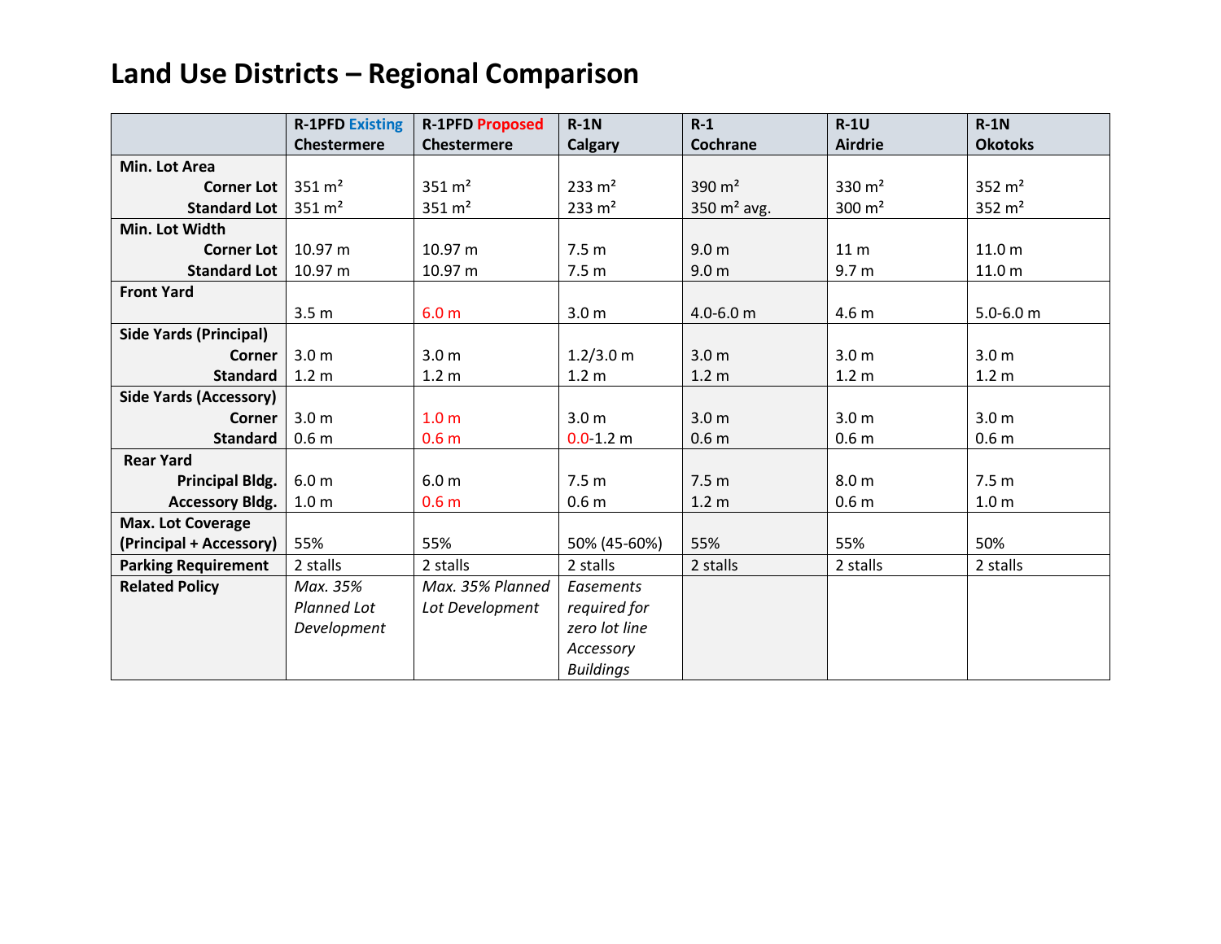# Land Use Districts – Regional Comparison

| | R-1PFD Existing Chestermere | R-1PFD Proposed Chestermere | R-1N Calgary | R-1 Cochrane | R-1U Airdrie | R-1N Okotoks |
|---|---|---|---|---|---|---|
| **Min. Lot Area** | | | | | | |
| **Corner Lot** | 351 m² | 351 m² | 233 m² | 390 m² | 330 m² | 352 m² |
| **Standard Lot** | 351 m² | 351 m² | 233 m² | 350 m² avg. | 300 m² | 352 m² |
| **Min. Lot Width** | | | | | | |
| **Corner Lot** | 10.97 m | 10.97 m | 7.5 m | 9.0 m | 11 m | 11.0 m |
| **Standard Lot** | 10.97 m | 10.97 m | 7.5 m | 9.0 m | 9.7 m | 11.0 m |
| **Front Yard** | 3.5 m | 6.0 m | 3.0 m | 4.0-6.0 m | 4.6 m | 5.0-6.0 m |
| **Side Yards (Principal)** | | | | | | |
| **Corner** | 3.0 m | 3.0 m | 1.2/3.0 m | 3.0 m | 3.0 m | 3.0 m |
| **Standard** | 1.2 m | 1.2 m | 1.2 m | 1.2 m | 1.2 m | 1.2 m |
| **Side Yards (Accessory)** | | | | | | |
| **Corner** | 3.0 m | 1.0 m | 3.0 m | 3.0 m | 3.0 m | 3.0 m |
| **Standard** | 0.6 m | 0.6 m | 0.0-1.2 m | 0.6 m | 0.6 m | 0.6 m |
| **Rear Yard** | | | | | | |
| **Principal Bldg.** | 6.0 m | 6.0 m | 7.5 m | 7.5 m | 8.0 m | 7.5 m |
| **Accessory Bldg.** | 1.0 m | 0.6 m | 0.6 m | 1.2 m | 0.6 m | 1.0 m |
| **Max. Lot Coverage (Principal + Accessory)** | 55% | 55% | 50% (45-60%) | 55% | 55% | 50% |
| **Parking Requirement** | 2 stalls | 2 stalls | 2 stalls | 2 stalls | 2 stalls | 2 stalls |
| **Related Policy** | *Max. 35% Planned Lot Development* | *Max. 35% Planned Lot Development* | *Easements required for zero lot line Accessory Buildings* | | | |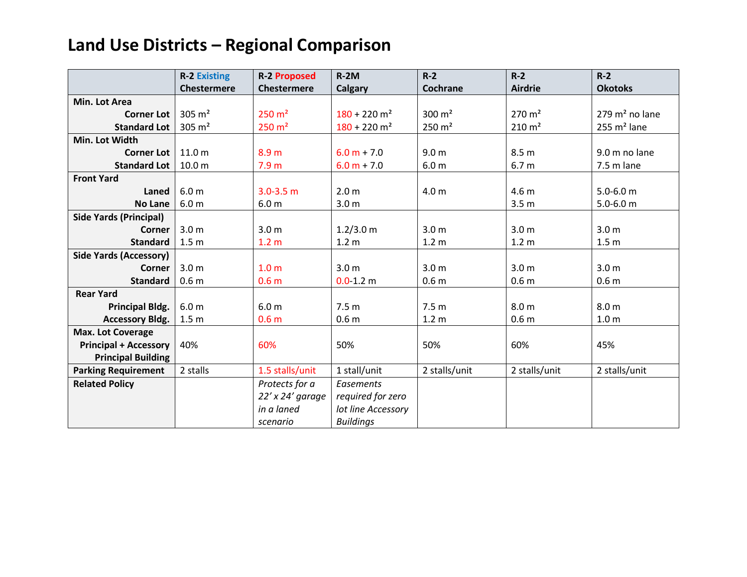# Land Use Districts – Regional Comparison

| | R-2 Existing Chestermere | R-2 Proposed Chestermere | R-2M Calgary | R-2 Cochrane | R-2 Airdrie | R-2 Okotoks |
|---|---|---|---|---|---|---|
| **Min. Lot Area** | | | | | | |
| **Corner Lot** | 305 m² | 250 m² | 180 + 220 m² | 300 m² | 270 m² | 279 m² no lane |
| **Standard Lot** | 305 m² | 250 m² | 180 + 220 m² | 250 m² | 210 m² | 255 m² lane |
| **Min. Lot Width** | | | | | | |
| **Corner Lot** | 11.0 m | 8.9 m | 6.0 m + 7.0 | 9.0 m | 8.5 m | 9.0 m no lane |
| **Standard Lot** | 10.0 m | 7.9 m | 6.0 m + 7.0 | 6.0 m | 6.7 m | 7.5 m lane |
| **Front Yard** | | | | | | |
| **Laned** | 6.0 m | 3.0-3.5 m | 2.0 m | 4.0 m | 4.6 m | 5.0-6.0 m |
| **No Lane** | 6.0 m | 6.0 m | 3.0 m | | 3.5 m | 5.0-6.0 m |
| **Side Yards (Principal)** | | | | | | |
| **Corner** | 3.0 m | 3.0 m | 1.2/3.0 m | 3.0 m | 3.0 m | 3.0 m |
| **Standard** | 1.5 m | 1.2 m | 1.2 m | 1.2 m | 1.2 m | 1.5 m |
| **Side Yards (Accessory)** | | | | | | |
| **Corner** | 3.0 m | 1.0 m | 3.0 m | 3.0 m | 3.0 m | 3.0 m |
| **Standard** | 0.6 m | 0.6 m | 0.0-1.2 m | 0.6 m | 0.6 m | 0.6 m |
| **Rear Yard** | | | | | | |
| **Principal Bldg.** | 6.0 m | 6.0 m | 7.5 m | 7.5 m | 8.0 m | 8.0 m |
| **Accessory Bldg.** | 1.5 m | 0.6 m | 0.6 m | 1.2 m | 0.6 m | 1.0 m |
| **Max. Lot Coverage** | | | | | | |
| **Principal + Accessory Principal Building** | 40% | 60% | 50% | 50% | 60% | 45% |
| **Parking Requirement** | 2 stalls | 1.5 stalls/unit | 1 stall/unit | 2 stalls/unit | 2 stalls/unit | 2 stalls/unit |
| **Related Policy** | | *Protects for a 22' x 24' garage in a laned scenario* | *Easements required for zero lot line Accessory Buildings* | | | |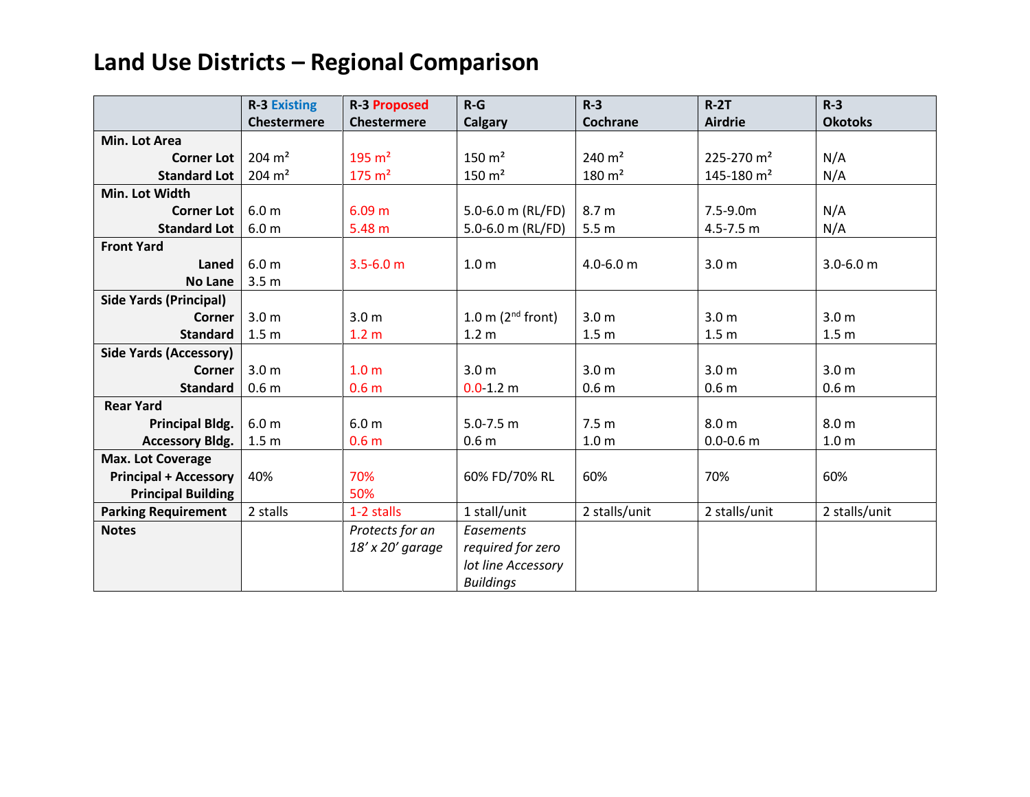# Land Use Districts – Regional Comparison

| | R-3 Existing Chestermere | R-3 Proposed Chestermere | R-G Calgary | R-3 Cochrane | R-2T Airdrie | R-3 Okotoks |
|---|---|---|---|---|---|---|
| **Min. Lot Area** | | | | | | |
| **Corner Lot** | 204 m² | 195 m² | 150 m² | 240 m² | 225-270 m² | N/A |
| **Standard Lot** | 204 m² | 175 m² | 150 m² | 180 m² | 145-180 m² | N/A |
| **Min. Lot Width** | | | | | | |
| **Corner Lot** | 6.0 m | 6.09 m | 5.0-6.0 m (RL/FD) | 8.7 m | 7.5-9.0m | N/A |
| **Standard Lot** | 6.0 m | 5.48 m | 5.0-6.0 m (RL/FD) | 5.5 m | 4.5-7.5 m | N/A |
| **Front Yard** | | | | | | |
| **Laned** | 6.0 m | 3.5-6.0 m | 1.0 m | 4.0-6.0 m | 3.0 m | 3.0-6.0 m |
| **No Lane** | 3.5 m | | | | | |
| **Side Yards (Principal)** | | | | | | |
| **Corner** | 3.0 m | 3.0 m | 1.0 m (2nd front) | 3.0 m | 3.0 m | 3.0 m |
| **Standard** | 1.5 m | 1.2 m | 1.2 m | 1.5 m | 1.5 m | 1.5 m |
| **Side Yards (Accessory)** | | | | | | |
| **Corner** | 3.0 m | 1.0 m | 3.0 m | 3.0 m | 3.0 m | 3.0 m |
| **Standard** | 0.6 m | 0.6 m | 0.0-1.2 m | 0.6 m | 0.6 m | 0.6 m |
| **Rear Yard** | | | | | | |
| **Principal Bldg.** | 6.0 m | 6.0 m | 5.0-7.5 m | 7.5 m | 8.0 m | 8.0 m |
| **Accessory Bldg.** | 1.5 m | 0.6 m | 0.6 m | 1.0 m | 0.0-0.6 m | 1.0 m |
| **Max. Lot Coverage** | | | | | | |
| **Principal + Accessory** | 40% | 70% | 60% FD/70% RL | 60% | 70% | 60% |
| **Principal Building** | | 50% | | | | |
| **Parking Requirement** | 2 stalls | 1-2 stalls | 1 stall/unit | 2 stalls/unit | 2 stalls/unit | 2 stalls/unit |
| **Notes** | | *Protects for an 18' x 20' garage* | *Easements required for zero lot line Accessory Buildings* | | | |